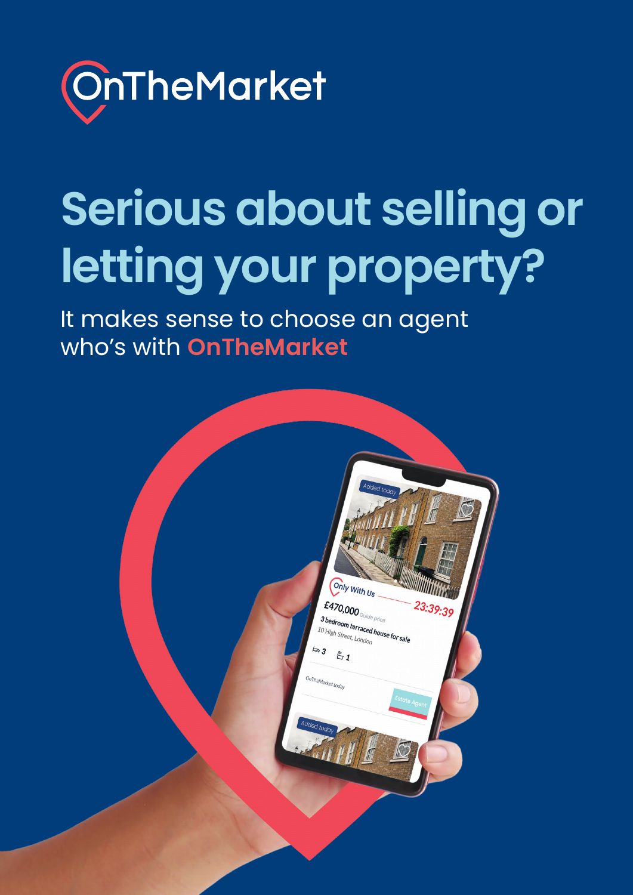OnTheMarket

# Serious about selling or letting your property?

It makes sense to choose an agent who's with **OnTheMarket**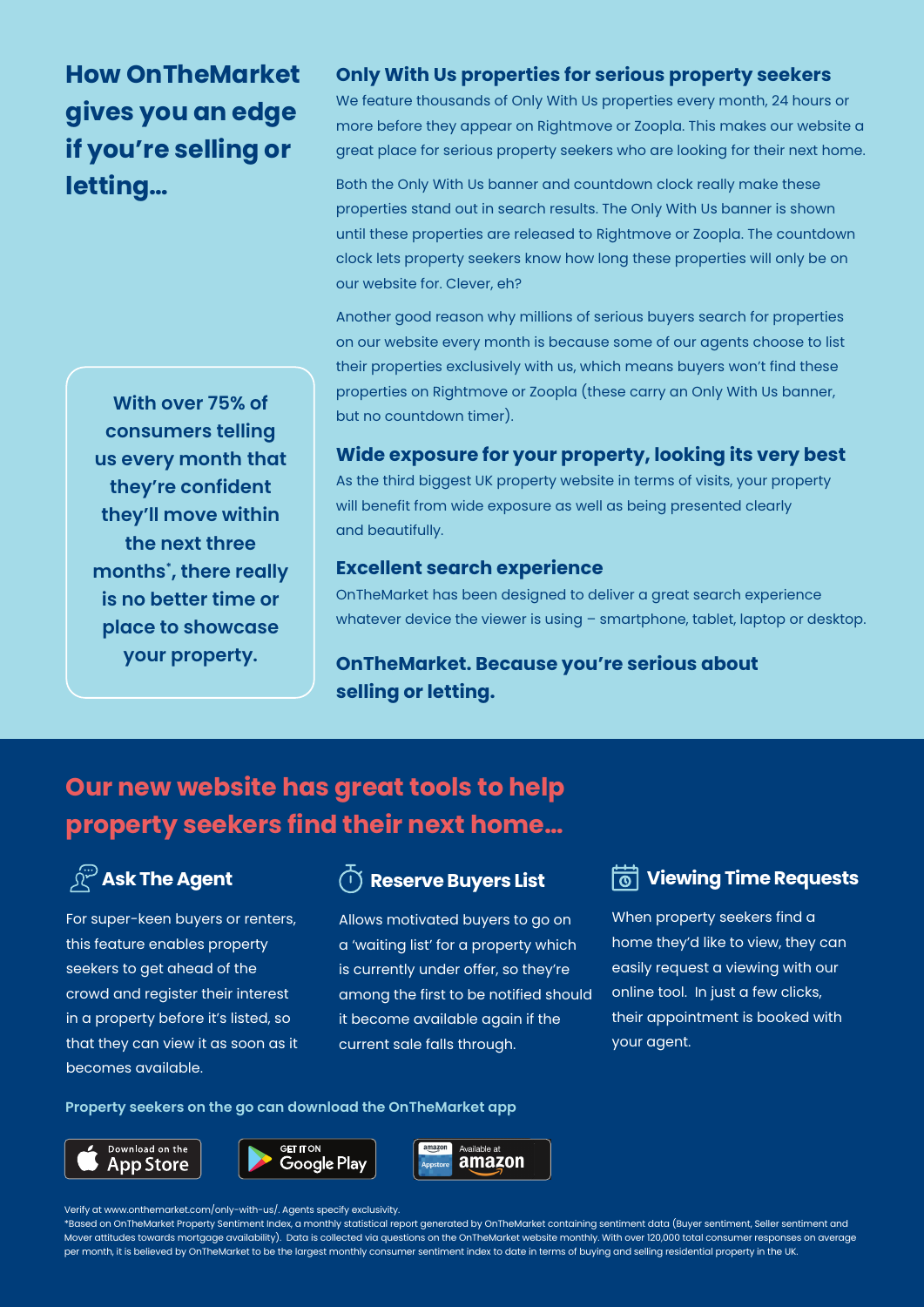## How OnTheMarket gives you an edge if you're selling or letting...

### Only With Us properties for serious property seekers

We feature thousands of Only With Us properties every month, 24 hours or more before they appear on Rightmove or Zoopla. This makes our website a great place for serious property seekers who are looking for their next home.

Both the Only With Us banner and countdown clock really make these properties stand out in search results. The Only With Us banner is shown until these properties are released to Rightmove or Zoopla. The countdown clock lets property seekers know how long these properties will only be on our website for. Clever, eh?

Another good reason why millions of serious buyers search for properties on our website every month is because some of our agents choose to list their properties exclusively with us, which means buyers won't find these properties on Rightmove or Zoopla (these carry an Only With Us banner, but no countdown timer).

**With over 75% of consumers telling us every month that they're confident they'll move within the next three months*, there really is no better time or place to showcase your property.**

### Wide exposure for your property, looking its very best

As the third biggest UK property website in terms of visits, your property will benefit from wide exposure as well as being presented clearly and beautifully.

### Excellent search experience

OnTheMarket has been designed to deliver a great search experience whatever device the viewer is using – smartphone, tablet, laptop or desktop.

**OnTheMarket. Because you're serious about selling or letting.**

## Our new website has great tools to help property seekers find their next home...

### Ask The Agent

For super-keen buyers or renters, this feature enables property seekers to get ahead of the crowd and register their interest in a property before it's listed, so that they can view it as soon as it becomes available.

### Reserve Buyers List

Allows motivated buyers to go on a 'waiting list' for a property which is currently under offer, so they're among the first to be notified should it become available again if the current sale falls through.

### Viewing Time Requests

When property seekers find a home they'd like to view, they can easily request a viewing with our online tool. In just a few clicks, their appointment is booked with your agent.

**Property seekers on the go can download the OnTheMarket app**

Download on the App Store

GET IT ON Google Play

Available at amazon Appstore

Verify at www.onthemarket.com/only-with-us/. Agents specify exclusivity.

*Based on OnTheMarket Property Sentiment Index, a monthly statistical report generated by OnTheMarket containing sentiment data (Buyer sentiment, Seller sentiment and Mover attitudes towards mortgage availability). Data is collected via questions on the OnTheMarket website monthly. With over 120,000 total consumer responses on average per month, it is believed by OnTheMarket to be the largest monthly consumer sentiment index to date in terms of buying and selling residential property in the UK.